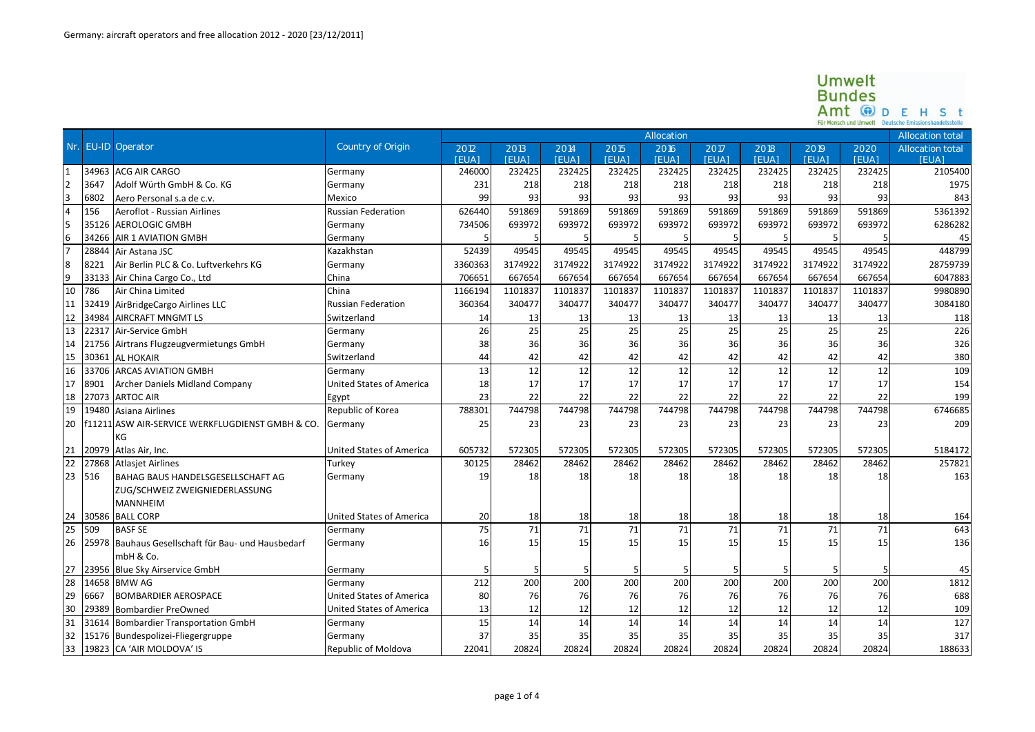Germany: aircraft operators and free allocation 2012 - 2020 [23/12/2011]

Umwelt Bundes Amt DEHSt Für Mensch und Umwelt Deutsche Emissionshandelsstelle

| Nr. | EU-ID | Operator | Country of Origin | Allocation | | | | | | | | | Allocation total |
|---|---|---|---|---|---|---|---|---|---|---|---|---|---|
| | | | | 2012 [EUA] | 2013 [EUA] | 2014 [EUA] | 2015 [EUA] | 2016 [EUA] | 2017 [EUA] | 2018 [EUA] | 2019 [EUA] | 2020 [EUA] | Allocation total [EUA] |
| 1 | 34963 | ACG AIR CARGO | Germany | 246000 | 232425 | 232425 | 232425 | 232425 | 232425 | 232425 | 232425 | 232425 | 2105400 |
| 2 | 3647 | Adolf Würth GmbH & Co. KG | Germany | 231 | 218 | 218 | 218 | 218 | 218 | 218 | 218 | 218 | 1975 |
| 3 | 6802 | Aero Personal s.a de c.v. | Mexico | 99 | 93 | 93 | 93 | 93 | 93 | 93 | 93 | 93 | 843 |
| 4 | 156 | Aeroflot - Russian Airlines | Russian Federation | 626440 | 591869 | 591869 | 591869 | 591869 | 591869 | 591869 | 591869 | 591869 | 5361392 |
| 5 | 35126 | AEROLOGIC GMBH | Germany | 734506 | 693972 | 693972 | 693972 | 693972 | 693972 | 693972 | 693972 | 693972 | 6286282 |
| 6 | 34266 | AIR 1 AVIATION GMBH | Germany | 5 | 5 | 5 | 5 | 5 | 5 | 5 | 5 | 5 | 45 |
| 7 | 28844 | Air Astana JSC | Kazakhstan | 52439 | 49545 | 49545 | 49545 | 49545 | 49545 | 49545 | 49545 | 49545 | 448799 |
| 8 | 8221 | Air Berlin PLC & Co. Luftverkehrs KG | Germany | 3360363 | 3174922 | 3174922 | 3174922 | 3174922 | 3174922 | 3174922 | 3174922 | 3174922 | 28759739 |
| 9 | 33133 | Air China Cargo Co., Ltd | China | 706651 | 667654 | 667654 | 667654 | 667654 | 667654 | 667654 | 667654 | 667654 | 6047883 |
| 10 | 786 | Air China Limited | China | 1166194 | 1101837 | 1101837 | 1101837 | 1101837 | 1101837 | 1101837 | 1101837 | 1101837 | 9980890 |
| 11 | 32419 | AirBridgeCargo Airlines LLC | Russian Federation | 360364 | 340477 | 340477 | 340477 | 340477 | 340477 | 340477 | 340477 | 340477 | 3084180 |
| 12 | 34984 | AIRCRAFT MNGMT LS | Switzerland | 14 | 13 | 13 | 13 | 13 | 13 | 13 | 13 | 13 | 118 |
| 13 | 22317 | Air-Service GmbH | Germany | 26 | 25 | 25 | 25 | 25 | 25 | 25 | 25 | 25 | 226 |
| 14 | 21756 | Airtrans Flugzeugvermietungs GmbH | Germany | 38 | 36 | 36 | 36 | 36 | 36 | 36 | 36 | 36 | 326 |
| 15 | 30361 | AL HOKAIR | Switzerland | 44 | 42 | 42 | 42 | 42 | 42 | 42 | 42 | 42 | 380 |
| 16 | 33706 | ARCAS AVIATION GMBH | Germany | 13 | 12 | 12 | 12 | 12 | 12 | 12 | 12 | 12 | 109 |
| 17 | 8901 | Archer Daniels Midland Company | United States of America | 18 | 17 | 17 | 17 | 17 | 17 | 17 | 17 | 17 | 154 |
| 18 | 27073 | ARTOC AIR | Egypt | 23 | 22 | 22 | 22 | 22 | 22 | 22 | 22 | 22 | 199 |
| 19 | 19480 | Asiana Airlines | Republic of Korea | 788301 | 744798 | 744798 | 744798 | 744798 | 744798 | 744798 | 744798 | 744798 | 6746685 |
| 20 | f11211 | ASW AIR-SERVICE WERKFLUGDIENST GMBH & CO. KG | Germany | 25 | 23 | 23 | 23 | 23 | 23 | 23 | 23 | 23 | 209 |
| 21 | 20979 | Atlas Air, Inc. | United States of America | 605732 | 572305 | 572305 | 572305 | 572305 | 572305 | 572305 | 572305 | 572305 | 5184172 |
| 22 | 27868 | Atlasjet Airlines | Turkey | 30125 | 28462 | 28462 | 28462 | 28462 | 28462 | 28462 | 28462 | 28462 | 257821 |
| 23 | 516 | BAHAG BAUS HANDELSGESELLSCHAFT AG ZUG/SCHWEIZ ZWEIGNIEDERLASSUNG MANNHEIM | Germany | 19 | 18 | 18 | 18 | 18 | 18 | 18 | 18 | 18 | 163 |
| 24 | 30586 | BALL CORP | United States of America | 20 | 18 | 18 | 18 | 18 | 18 | 18 | 18 | 18 | 164 |
| 25 | 509 | BASF SE | Germany | 75 | 71 | 71 | 71 | 71 | 71 | 71 | 71 | 71 | 643 |
| 26 | 25978 | Bauhaus Gesellschaft für Bau- und Hausbedarf mbH & Co. | Germany | 16 | 15 | 15 | 15 | 15 | 15 | 15 | 15 | 15 | 136 |
| 27 | 23956 | Blue Sky Airservice GmbH | Germany | 5 | 5 | 5 | 5 | 5 | 5 | 5 | 5 | 5 | 45 |
| 28 | 14658 | BMW AG | Germany | 212 | 200 | 200 | 200 | 200 | 200 | 200 | 200 | 200 | 1812 |
| 29 | 6667 | BOMBARDIER AEROSPACE | United States of America | 80 | 76 | 76 | 76 | 76 | 76 | 76 | 76 | 76 | 688 |
| 30 | 29389 | Bombardier PreOwned | United States of America | 13 | 12 | 12 | 12 | 12 | 12 | 12 | 12 | 12 | 109 |
| 31 | 31614 | Bombardier Transportation GmbH | Germany | 15 | 14 | 14 | 14 | 14 | 14 | 14 | 14 | 14 | 127 |
| 32 | 15176 | Bundespolizei-Fliegergruppe | Germany | 37 | 35 | 35 | 35 | 35 | 35 | 35 | 35 | 35 | 317 |
| 33 | 19823 | CA 'AIR MOLDOVA' IS | Republic of Moldova | 22041 | 20824 | 20824 | 20824 | 20824 | 20824 | 20824 | 20824 | 20824 | 188633 |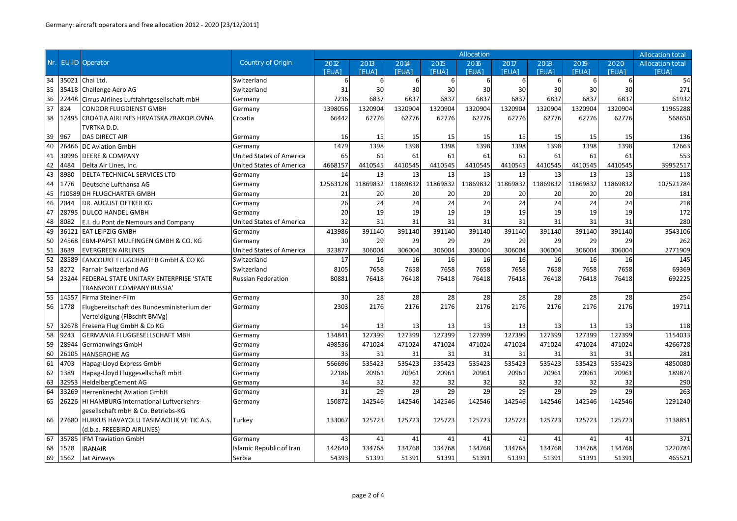Germany: aircraft operators and free allocation 2012 - 2020 [23/12/2011]

| Nr. | EU-ID | Operator | Country of Origin | Allocation | | | | | | | | | Allocation total |
|---|---|---|---|---|---|---|---|---|---|---|---|---|---|
| | | | | 2012 [EUA] | 2013 [EUA] | 2014 [EUA] | 2015 [EUA] | 2016 [EUA] | 2017 [EUA] | 2018 [EUA] | 2019 [EUA] | 2020 [EUA] | Allocation total [EUA] |
| 34 | 35021 | Chai Ltd. | Switzerland | 6 | 6 | 6 | 6 | 6 | 6 | 6 | 6 | 6 | 54 |
| 35 | 35418 | Challenge Aero AG | Switzerland | 31 | 30 | 30 | 30 | 30 | 30 | 30 | 30 | 30 | 271 |
| 36 | 22448 | Cirrus Airlines Luftfahrtgesellschaft mbH | Germany | 7236 | 6837 | 6837 | 6837 | 6837 | 6837 | 6837 | 6837 | 6837 | 61932 |
| 37 | 824 | CONDOR FLUGDIENST GMBH | Germany | 1398056 | 1320904 | 1320904 | 1320904 | 1320904 | 1320904 | 1320904 | 1320904 | 1320904 | 11965288 |
| 38 | 12495 | CROATIA AIRLINES HRVATSKA ZRAKOPLOVNA TVRTKA D.D. | Croatia | 66442 | 62776 | 62776 | 62776 | 62776 | 62776 | 62776 | 62776 | 62776 | 568650 |
| 39 | 967 | DAS DIRECT AIR | Germany | 16 | 15 | 15 | 15 | 15 | 15 | 15 | 15 | 15 | 136 |
| 40 | 26466 | DC Aviation GmbH | Germany | 1479 | 1398 | 1398 | 1398 | 1398 | 1398 | 1398 | 1398 | 1398 | 12663 |
| 41 | 30996 | DEERE & COMPANY | United States of America | 65 | 61 | 61 | 61 | 61 | 61 | 61 | 61 | 61 | 553 |
| 42 | 4484 | Delta Air Lines, Inc. | United States of America | 4668157 | 4410545 | 4410545 | 4410545 | 4410545 | 4410545 | 4410545 | 4410545 | 4410545 | 39952517 |
| 43 | 8980 | DELTA TECHNICAL SERVICES LTD | Germany | 14 | 13 | 13 | 13 | 13 | 13 | 13 | 13 | 13 | 118 |
| 44 | 1776 | Deutsche Lufthansa AG | Germany | 12563128 | 11869832 | 11869832 | 11869832 | 11869832 | 11869832 | 11869832 | 11869832 | 11869832 | 107521784 |
| 45 | f10589 | DH FLUGCHARTER GMBH | Germany | 21 | 20 | 20 | 20 | 20 | 20 | 20 | 20 | 20 | 181 |
| 46 | 2044 | DR. AUGUST OETKER KG | Germany | 26 | 24 | 24 | 24 | 24 | 24 | 24 | 24 | 24 | 218 |
| 47 | 28795 | DULCO HANDEL GMBH | Germany | 20 | 19 | 19 | 19 | 19 | 19 | 19 | 19 | 19 | 172 |
| 48 | 8082 | E.I. du Pont de Nemours and Company | United States of America | 32 | 31 | 31 | 31 | 31 | 31 | 31 | 31 | 31 | 280 |
| 49 | 36121 | EAT LEIPZIG GMBH | Germany | 413986 | 391140 | 391140 | 391140 | 391140 | 391140 | 391140 | 391140 | 391140 | 3543106 |
| 50 | 24568 | EBM-PAPST MULFINGEN GMBH & CO. KG | Germany | 30 | 29 | 29 | 29 | 29 | 29 | 29 | 29 | 29 | 262 |
| 51 | 3639 | EVERGREEN AIRLINES | United States of America | 323877 | 306004 | 306004 | 306004 | 306004 | 306004 | 306004 | 306004 | 306004 | 2771909 |
| 52 | 28589 | FANCOURT FLUGCHARTER GmbH & CO KG | Switzerland | 17 | 16 | 16 | 16 | 16 | 16 | 16 | 16 | 16 | 145 |
| 53 | 8272 | Farnair Switzerland AG | Switzerland | 8105 | 7658 | 7658 | 7658 | 7658 | 7658 | 7658 | 7658 | 7658 | 69369 |
| 54 | 23244 | FEDERAL STATE UNITARY ENTERPRISE 'STATE TRANSPORT COMPANY RUSSIA' | Russian Federation | 80881 | 76418 | 76418 | 76418 | 76418 | 76418 | 76418 | 76418 | 76418 | 692225 |
| 55 | 14557 | Firma Steiner-Film | Germany | 30 | 28 | 28 | 28 | 28 | 28 | 28 | 28 | 28 | 254 |
| 56 | 1778 | Flugbereitschaft des Bundesministerium der Verteidigung (FlBschft BMVg) | Germany | 2303 | 2176 | 2176 | 2176 | 2176 | 2176 | 2176 | 2176 | 2176 | 19711 |
| 57 | 32678 | Fresena Flug GmbH & Co KG | Germany | 14 | 13 | 13 | 13 | 13 | 13 | 13 | 13 | 13 | 118 |
| 58 | 9243 | GERMANIA FLUGGESELLSCHAFT MBH | Germany | 134841 | 127399 | 127399 | 127399 | 127399 | 127399 | 127399 | 127399 | 127399 | 1154033 |
| 59 | 28944 | Germanwings GmbH | Germany | 498536 | 471024 | 471024 | 471024 | 471024 | 471024 | 471024 | 471024 | 471024 | 4266728 |
| 60 | 26105 | HANSGROHE AG | Germany | 33 | 31 | 31 | 31 | 31 | 31 | 31 | 31 | 31 | 281 |
| 61 | 4703 | Hapag-Lloyd Express GmbH | Germany | 566696 | 535423 | 535423 | 535423 | 535423 | 535423 | 535423 | 535423 | 535423 | 4850080 |
| 62 | 1389 | Hapag-Lloyd Fluggesellschaft mbH | Germany | 22186 | 20961 | 20961 | 20961 | 20961 | 20961 | 20961 | 20961 | 20961 | 189874 |
| 63 | 32953 | HeidelbergCement AG | Germany | 34 | 32 | 32 | 32 | 32 | 32 | 32 | 32 | 32 | 290 |
| 64 | 33269 | Herrenknecht Aviation GmbH | Germany | 31 | 29 | 29 | 29 | 29 | 29 | 29 | 29 | 29 | 263 |
| 65 | 26226 | HI HAMBURG International Luftverkehrs-gesellschaft mbH & Co. Betriebs-KG | Germany | 150872 | 142546 | 142546 | 142546 | 142546 | 142546 | 142546 | 142546 | 142546 | 1291240 |
| 66 | 27680 | HURKUS HAVAYOLU TASIMACILIK VE TIC A.S. (d.b.a. FREEBIRD AIRLINES) | Turkey | 133067 | 125723 | 125723 | 125723 | 125723 | 125723 | 125723 | 125723 | 125723 | 1138851 |
| 67 | 35785 | IFM Traviation GmbH | Germany | 43 | 41 | 41 | 41 | 41 | 41 | 41 | 41 | 41 | 371 |
| 68 | 1528 | IRANAIR | Islamic Republic of Iran | 142640 | 134768 | 134768 | 134768 | 134768 | 134768 | 134768 | 134768 | 134768 | 1220784 |
| 69 | 1562 | Jat Airways | Serbia | 54393 | 51391 | 51391 | 51391 | 51391 | 51391 | 51391 | 51391 | 51391 | 465521 |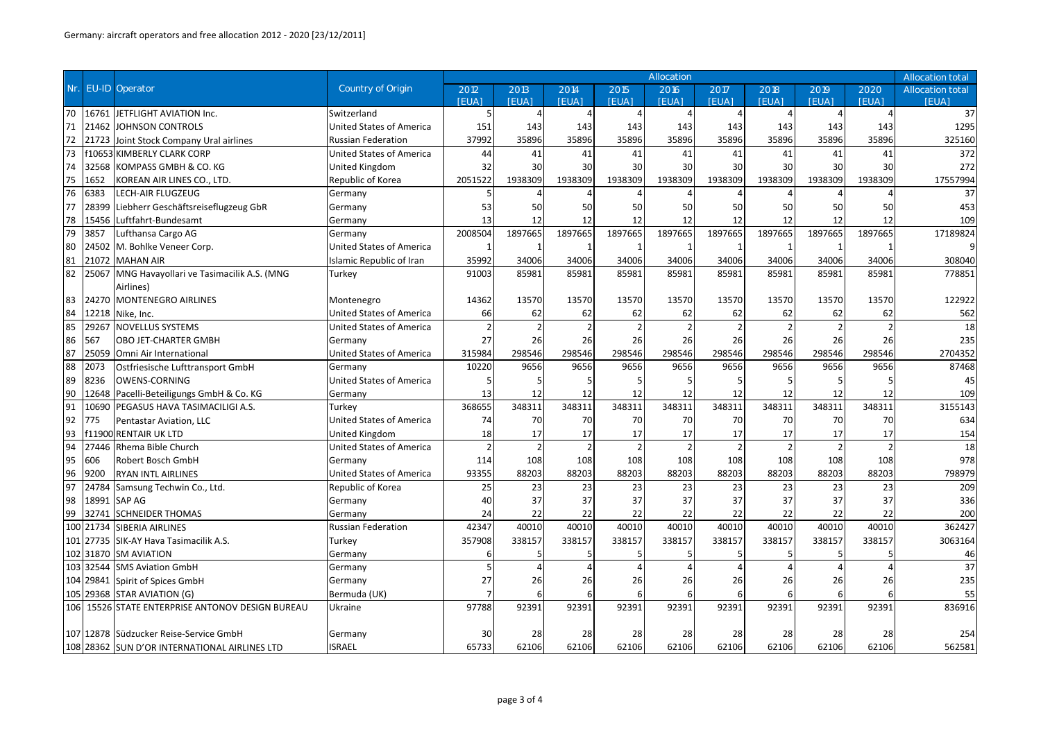Germany: aircraft operators and free allocation 2012 - 2020 [23/12/2011]

| Nr. | EU-ID | Operator | Country of Origin | Allocation | | | | | | | | | Allocation total |
|---|---|---|---|---|---|---|---|---|---|---|---|---|---|
| | | | | 2012 [EUA] | 2013 [EUA] | 2014 [EUA] | 2015 [EUA] | 2016 [EUA] | 2017 [EUA] | 2018 [EUA] | 2019 [EUA] | 2020 [EUA] | Allocation total [EUA] |
| 70 | 16761 | JETFLIGHT AVIATION Inc. | Switzerland | 5 | 4 | 4 | 4 | 4 | 4 | 4 | 4 | 4 | 37 |
| 71 | 21462 | JOHNSON CONTROLS | United States of America | 151 | 143 | 143 | 143 | 143 | 143 | 143 | 143 | 143 | 1295 |
| 72 | 21723 | Joint Stock Company Ural airlines | Russian Federation | 37992 | 35896 | 35896 | 35896 | 35896 | 35896 | 35896 | 35896 | 35896 | 325160 |
| 73 | f10653 | KIMBERLY CLARK CORP | United States of America | 44 | 41 | 41 | 41 | 41 | 41 | 41 | 41 | 41 | 372 |
| 74 | 32568 | KOMPASS GMBH & CO. KG | United Kingdom | 32 | 30 | 30 | 30 | 30 | 30 | 30 | 30 | 30 | 272 |
| 75 | 1652 | KOREAN AIR LINES CO., LTD. | Republic of Korea | 2051522 | 1938309 | 1938309 | 1938309 | 1938309 | 1938309 | 1938309 | 1938309 | 1938309 | 17557994 |
| 76 | 6383 | LECH-AIR FLUGZEUG | Germany | 5 | 4 | 4 | 4 | 4 | 4 | 4 | 4 | 4 | 37 |
| 77 | 28399 | Liebherr Geschäftsreiseflugzeug GbR | Germany | 53 | 50 | 50 | 50 | 50 | 50 | 50 | 50 | 50 | 453 |
| 78 | 15456 | Luftfahrt-Bundesamt | Germany | 13 | 12 | 12 | 12 | 12 | 12 | 12 | 12 | 12 | 109 |
| 79 | 3857 | Lufthansa Cargo AG | Germany | 2008504 | 1897665 | 1897665 | 1897665 | 1897665 | 1897665 | 1897665 | 1897665 | 1897665 | 17189824 |
| 80 | 24502 | M. Bohlke Veneer Corp. | United States of America | 1 | 1 | 1 | 1 | 1 | 1 | 1 | 1 | 1 | 9 |
| 81 | 21072 | MAHAN AIR | Islamic Republic of Iran | 35992 | 34006 | 34006 | 34006 | 34006 | 34006 | 34006 | 34006 | 34006 | 308040 |
| 82 | 25067 | MNG Havayollari ve Tasimacilik A.S. (MNG Airlines) | Turkey | 91003 | 85981 | 85981 | 85981 | 85981 | 85981 | 85981 | 85981 | 85981 | 778851 |
| 83 | 24270 | MONTENEGRO AIRLINES | Montenegro | 14362 | 13570 | 13570 | 13570 | 13570 | 13570 | 13570 | 13570 | 13570 | 122922 |
| 84 | 12218 | Nike, Inc. | United States of America | 66 | 62 | 62 | 62 | 62 | 62 | 62 | 62 | 62 | 562 |
| 85 | 29267 | NOVELLUS SYSTEMS | United States of America | 2 | 2 | 2 | 2 | 2 | 2 | 2 | 2 | 2 | 18 |
| 86 | 567 | OBO JET-CHARTER GMBH | Germany | 27 | 26 | 26 | 26 | 26 | 26 | 26 | 26 | 26 | 235 |
| 87 | 25059 | Omni Air International | United States of America | 315984 | 298546 | 298546 | 298546 | 298546 | 298546 | 298546 | 298546 | 298546 | 2704352 |
| 88 | 2073 | Ostfriesische Lufttransport GmbH | Germany | 10220 | 9656 | 9656 | 9656 | 9656 | 9656 | 9656 | 9656 | 9656 | 87468 |
| 89 | 8236 | OWENS-CORNING | United States of America | 5 | 5 | 5 | 5 | 5 | 5 | 5 | 5 | 5 | 45 |
| 90 | 12648 | Pacelli-Beteiligungs GmbH & Co. KG | Germany | 13 | 12 | 12 | 12 | 12 | 12 | 12 | 12 | 12 | 109 |
| 91 | 10690 | PEGASUS HAVA TASIMACILIGI A.S. | Turkey | 368655 | 348311 | 348311 | 348311 | 348311 | 348311 | 348311 | 348311 | 348311 | 3155143 |
| 92 | 775 | Pentastar Aviation, LLC | United States of America | 74 | 70 | 70 | 70 | 70 | 70 | 70 | 70 | 70 | 634 |
| 93 | f11900 | RENTAIR UK LTD | United Kingdom | 18 | 17 | 17 | 17 | 17 | 17 | 17 | 17 | 17 | 154 |
| 94 | 27446 | Rhema Bible Church | United States of America | 2 | 2 | 2 | 2 | 2 | 2 | 2 | 2 | 2 | 18 |
| 95 | 606 | Robert Bosch GmbH | Germany | 114 | 108 | 108 | 108 | 108 | 108 | 108 | 108 | 108 | 978 |
| 96 | 9200 | RYAN INTL AIRLINES | United States of America | 93355 | 88203 | 88203 | 88203 | 88203 | 88203 | 88203 | 88203 | 88203 | 798979 |
| 97 | 24784 | Samsung Techwin Co., Ltd. | Republic of Korea | 25 | 23 | 23 | 23 | 23 | 23 | 23 | 23 | 23 | 209 |
| 98 | 18991 | SAP AG | Germany | 40 | 37 | 37 | 37 | 37 | 37 | 37 | 37 | 37 | 336 |
| 99 | 32741 | SCHNEIDER THOMAS | Germany | 24 | 22 | 22 | 22 | 22 | 22 | 22 | 22 | 22 | 200 |
| 100 | 21734 | SIBERIA AIRLINES | Russian Federation | 42347 | 40010 | 40010 | 40010 | 40010 | 40010 | 40010 | 40010 | 40010 | 362427 |
| 101 | 27735 | SIK-AY Hava Tasimacilik A.S. | Turkey | 357908 | 338157 | 338157 | 338157 | 338157 | 338157 | 338157 | 338157 | 338157 | 3063164 |
| 102 | 31870 | SM AVIATION | Germany | 6 | 5 | 5 | 5 | 5 | 5 | 5 | 5 | 5 | 46 |
| 103 | 32544 | SMS Aviation GmbH | Germany | 5 | 4 | 4 | 4 | 4 | 4 | 4 | 4 | 4 | 37 |
| 104 | 29841 | Spirit of Spices GmbH | Germany | 27 | 26 | 26 | 26 | 26 | 26 | 26 | 26 | 26 | 235 |
| 105 | 29368 | STAR AVIATION (G) | Bermuda (UK) | 7 | 6 | 6 | 6 | 6 | 6 | 6 | 6 | 6 | 55 |
| 106 | 15526 | STATE ENTERPRISE ANTONOV DESIGN BUREAU | Ukraine | 97788 | 92391 | 92391 | 92391 | 92391 | 92391 | 92391 | 92391 | 92391 | 836916 |
| 107 | 12878 | Südzucker Reise-Service GmbH | Germany | 30 | 28 | 28 | 28 | 28 | 28 | 28 | 28 | 28 | 254 |
| 108 | 28362 | SUN D'OR INTERNATIONAL AIRLINES LTD | ISRAEL | 65733 | 62106 | 62106 | 62106 | 62106 | 62106 | 62106 | 62106 | 62106 | 562581 |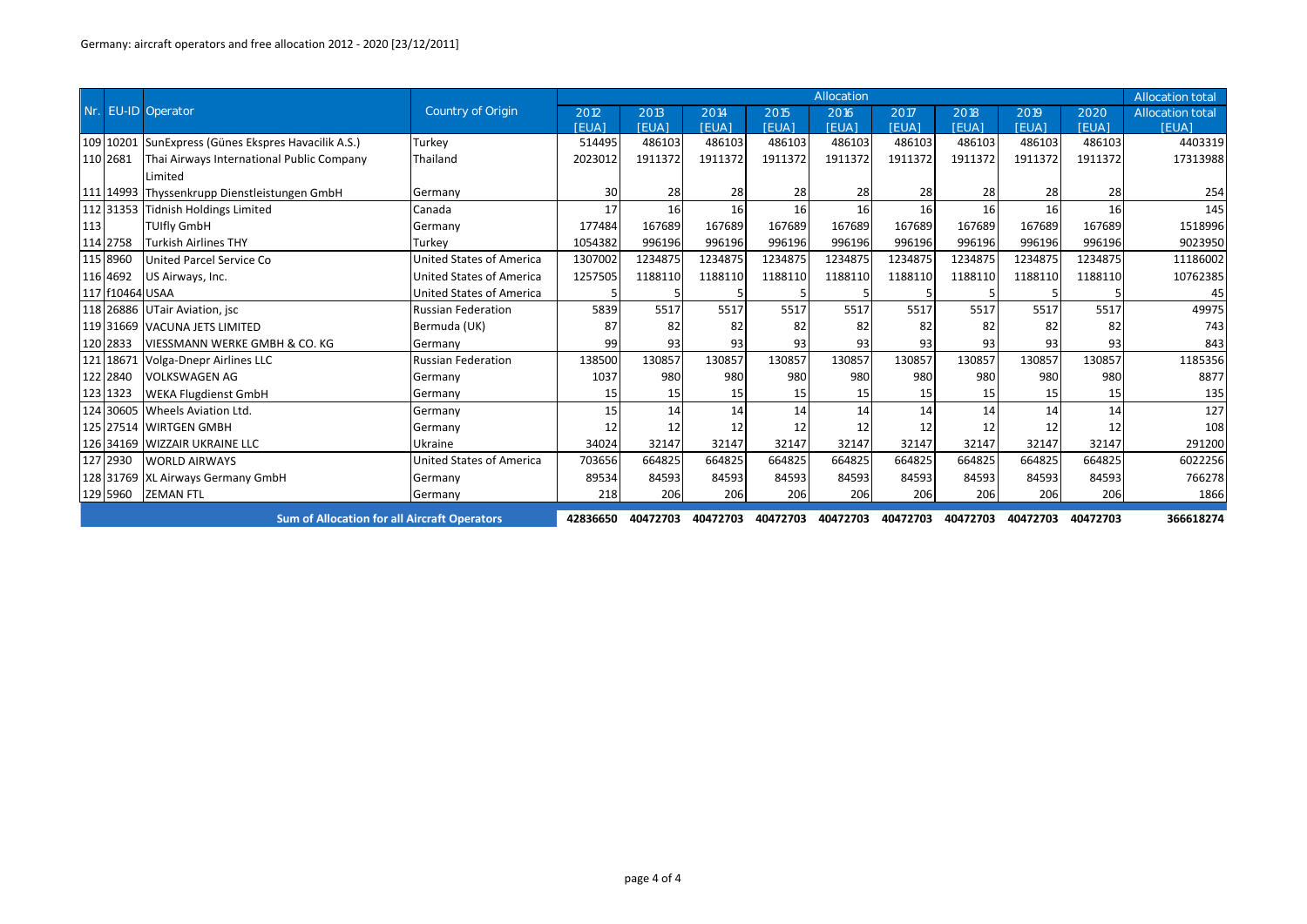Germany: aircraft operators and free allocation 2012 - 2020 [23/12/2011]

| Nr. | EU-ID | Operator | Country of Origin | Allocation | | | | | | | | | Allocation total |
|---|---|---|---|---|---|---|---|---|---|---|---|---|---|
| | | | | 2012 [EUA] | 2013 [EUA] | 2014 [EUA] | 2015 [EUA] | 2016 [EUA] | 2017 [EUA] | 2018 [EUA] | 2019 [EUA] | 2020 [EUA] | Allocation total [EUA] |
| 109 | 10201 | SunExpress (Günes Ekspres Havacilik A.S.) | Turkey | 514495 | 486103 | 486103 | 486103 | 486103 | 486103 | 486103 | 486103 | 486103 | 4403319 |
| 110 | 2681 | Thai Airways International Public Company Limited | Thailand | 2023012 | 1911372 | 1911372 | 1911372 | 1911372 | 1911372 | 1911372 | 1911372 | 1911372 | 17313988 |
| 111 | 14993 | Thyssenkrupp Dienstleistungen GmbH | Germany | 30 | 28 | 28 | 28 | 28 | 28 | 28 | 28 | 28 | 254 |
| 112 | 31353 | Tidnish Holdings Limited | Canada | 17 | 16 | 16 | 16 | 16 | 16 | 16 | 16 | 16 | 145 |
| 113 | | TUIfly GmbH | Germany | 177484 | 167689 | 167689 | 167689 | 167689 | 167689 | 167689 | 167689 | 167689 | 1518996 |
| 114 | 2758 | Turkish Airlines THY | Turkey | 1054382 | 996196 | 996196 | 996196 | 996196 | 996196 | 996196 | 996196 | 996196 | 9023950 |
| 115 | 8960 | United Parcel Service Co | United States of America | 1307002 | 1234875 | 1234875 | 1234875 | 1234875 | 1234875 | 1234875 | 1234875 | 1234875 | 11186002 |
| 116 | 4692 | US Airways, Inc. | United States of America | 1257505 | 1188110 | 1188110 | 1188110 | 1188110 | 1188110 | 1188110 | 1188110 | 1188110 | 10762385 |
| 117 | f10464 | USAA | United States of America | 5 | 5 | 5 | 5 | 5 | 5 | 5 | 5 | 5 | 45 |
| 118 | 26886 | UTair Aviation, jsc | Russian Federation | 5839 | 5517 | 5517 | 5517 | 5517 | 5517 | 5517 | 5517 | 5517 | 49975 |
| 119 | 31669 | VACUNA JETS LIMITED | Bermuda (UK) | 87 | 82 | 82 | 82 | 82 | 82 | 82 | 82 | 82 | 743 |
| 120 | 2833 | VIESSMANN WERKE GMBH & CO. KG | Germany | 99 | 93 | 93 | 93 | 93 | 93 | 93 | 93 | 93 | 843 |
| 121 | 18671 | Volga-Dnepr Airlines LLC | Russian Federation | 138500 | 130857 | 130857 | 130857 | 130857 | 130857 | 130857 | 130857 | 130857 | 1185356 |
| 122 | 2840 | VOLKSWAGEN AG | Germany | 1037 | 980 | 980 | 980 | 980 | 980 | 980 | 980 | 980 | 8877 |
| 123 | 1323 | WEKA Flugdienst GmbH | Germany | 15 | 15 | 15 | 15 | 15 | 15 | 15 | 15 | 15 | 135 |
| 124 | 30605 | Wheels Aviation Ltd. | Germany | 15 | 14 | 14 | 14 | 14 | 14 | 14 | 14 | 14 | 127 |
| 125 | 27514 | WIRTGEN GMBH | Germany | 12 | 12 | 12 | 12 | 12 | 12 | 12 | 12 | 12 | 108 |
| 126 | 34169 | WIZZAIR UKRAINE LLC | Ukraine | 34024 | 32147 | 32147 | 32147 | 32147 | 32147 | 32147 | 32147 | 32147 | 291200 |
| 127 | 2930 | WORLD AIRWAYS | United States of America | 703656 | 664825 | 664825 | 664825 | 664825 | 664825 | 664825 | 664825 | 664825 | 6022256 |
| 128 | 31769 | XL Airways Germany GmbH | Germany | 89534 | 84593 | 84593 | 84593 | 84593 | 84593 | 84593 | 84593 | 84593 | 766278 |
| 129 | 5960 | ZEMAN FTL | Germany | 218 | 206 | 206 | 206 | 206 | 206 | 206 | 206 | 206 | 1866 |
| **Sum of Allocation for all Aircraft Operators** | | | | **42836650** | **40472703** | **40472703** | **40472703** | **40472703** | **40472703** | **40472703** | **40472703** | **40472703** | **366618274** |